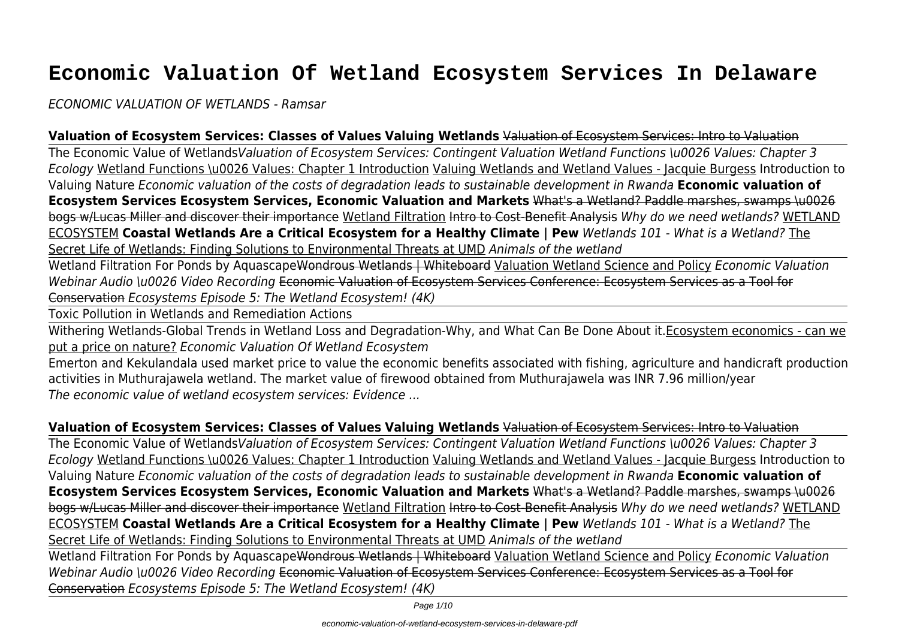# Economic Valuation Of Wetland Ecosystem Services In Delaware

*ECONOMIC VALUATION OF WETLANDS - Ramsar*

**Valuation of Ecosystem Services: Classes of Values Valuing Wetlands** ~~Valuation of Ecosystem Services: Intro to Valuation~~

The Economic Value of Wetlands*Valuation of Ecosystem Services: Contingent Valuation Wetland Functions \u0026 Values: Chapter 3 Ecology* Wetland Functions \u0026 Values: Chapter 1 Introduction Valuing Wetlands and Wetland Values - Jacquie Burgess Introduction to Valuing Nature *Economic valuation of the costs of degradation leads to sustainable development in Rwanda* **Economic valuation of Ecosystem Services Ecosystem Services, Economic Valuation and Markets** ~~What's a Wetland? Paddle marshes, swamps \u0026 bogs w/Lucas Miller and discover their importance~~ Wetland Filtration ~~Intro to Cost-Benefit Analysis~~ *Why do we need wetlands?* WETLAND ECOSYSTEM **Coastal Wetlands Are a Critical Ecosystem for a Healthy Climate | Pew** *Wetlands 101 - What is a Wetland?* The Secret Life of Wetlands: Finding Solutions to Environmental Threats at UMD *Animals of the wetland*

Wetland Filtration For Ponds by Aquascape~~Wondrous Wetlands | Whiteboard~~ Valuation Wetland Science and Policy *Economic Valuation Webinar Audio \u0026 Video Recording* ~~Economic Valuation of Ecosystem Services Conference: Ecosystem Services as a Tool for Conservation~~ *Ecosystems Episode 5: The Wetland Ecosystem! (4K)*

Toxic Pollution in Wetlands and Remediation Actions

Withering Wetlands-Global Trends in Wetland Loss and Degradation-Why, and What Can Be Done About it.Ecosystem economics - can we put a price on nature? *Economic Valuation Of Wetland Ecosystem*

Emerton and Kekulandala used market price to value the economic benefits associated with fishing, agriculture and handicraft production activities in Muthurajawela wetland. The market value of firewood obtained from Muthurajawela was INR 7.96 million/year

*The economic value of wetland ecosystem services: Evidence ...*

**Valuation of Ecosystem Services: Classes of Values Valuing Wetlands** ~~Valuation of Ecosystem Services: Intro to Valuation~~

The Economic Value of Wetlands*Valuation of Ecosystem Services: Contingent Valuation Wetland Functions \u0026 Values: Chapter 3 Ecology* Wetland Functions \u0026 Values: Chapter 1 Introduction Valuing Wetlands and Wetland Values - Jacquie Burgess Introduction to Valuing Nature *Economic valuation of the costs of degradation leads to sustainable development in Rwanda* **Economic valuation of Ecosystem Services Ecosystem Services, Economic Valuation and Markets** ~~What's a Wetland? Paddle marshes, swamps \u0026 bogs w/Lucas Miller and discover their importance~~ Wetland Filtration ~~Intro to Cost-Benefit Analysis~~ *Why do we need wetlands?* WETLAND ECOSYSTEM **Coastal Wetlands Are a Critical Ecosystem for a Healthy Climate | Pew** *Wetlands 101 - What is a Wetland?* The Secret Life of Wetlands: Finding Solutions to Environmental Threats at UMD *Animals of the wetland*

Wetland Filtration For Ponds by Aquascape~~Wondrous Wetlands | Whiteboard~~ Valuation Wetland Science and Policy *Economic Valuation Webinar Audio \u0026 Video Recording* ~~Economic Valuation of Ecosystem Services Conference: Ecosystem Services as a Tool for Conservation~~ *Ecosystems Episode 5: The Wetland Ecosystem! (4K)*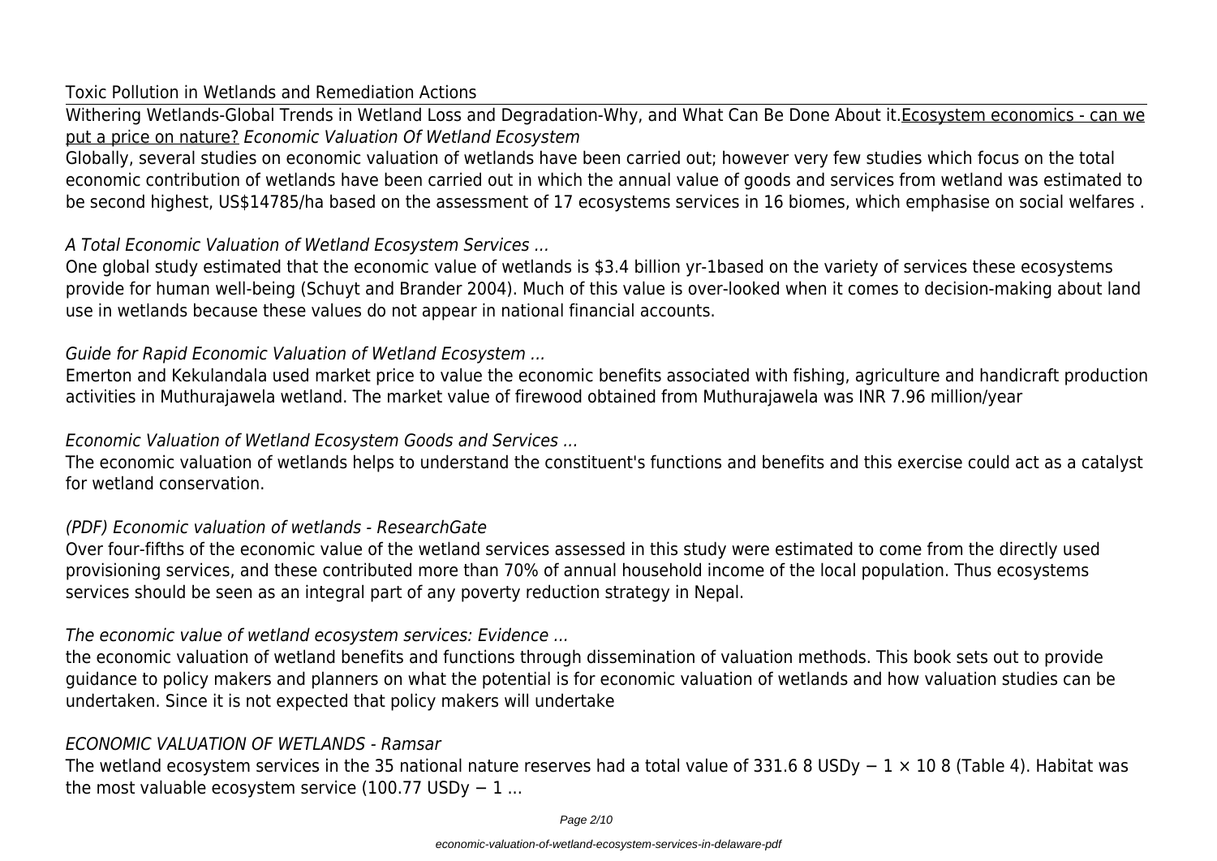Toxic Pollution in Wetlands and Remediation Actions

Withering Wetlands-Global Trends in Wetland Loss and Degradation-Why, and What Can Be Done About it.Ecosystem economics - can we put a price on nature? *Economic Valuation Of Wetland Ecosystem*

Globally, several studies on economic valuation of wetlands have been carried out; however very few studies which focus on the total economic contribution of wetlands have been carried out in which the annual value of goods and services from wetland was estimated to be second highest, US$14785/ha based on the assessment of 17 ecosystems services in 16 biomes, which emphasise on social welfares .

*A Total Economic Valuation of Wetland Ecosystem Services ...*

One global study estimated that the economic value of wetlands is $3.4 billion yr-1based on the variety of services these ecosystems provide for human well-being (Schuyt and Brander 2004). Much of this value is over-looked when it comes to decision-making about land use in wetlands because these values do not appear in national financial accounts.

*Guide for Rapid Economic Valuation of Wetland Ecosystem ...*

Emerton and Kekulandala used market price to value the economic benefits associated with fishing, agriculture and handicraft production activities in Muthurajawela wetland. The market value of firewood obtained from Muthurajawela was INR 7.96 million/year

*Economic Valuation of Wetland Ecosystem Goods and Services ...*

The economic valuation of wetlands helps to understand the constituent's functions and benefits and this exercise could act as a catalyst for wetland conservation.

*(PDF) Economic valuation of wetlands - ResearchGate*

Over four-fifths of the economic value of the wetland services assessed in this study were estimated to come from the directly used provisioning services, and these contributed more than 70% of annual household income of the local population. Thus ecosystems services should be seen as an integral part of any poverty reduction strategy in Nepal.

*The economic value of wetland ecosystem services: Evidence ...*

the economic valuation of wetland benefits and functions through dissemination of valuation methods. This book sets out to provide guidance to policy makers and planners on what the potential is for economic valuation of wetlands and how valuation studies can be undertaken. Since it is not expected that policy makers will undertake

*ECONOMIC VALUATION OF WETLANDS - Ramsar*

The wetland ecosystem services in the 35 national nature reserves had a total value of 331.6 8 USDy − 1 × 10 8 (Table 4). Habitat was the most valuable ecosystem service (100.77 USDy − 1 ...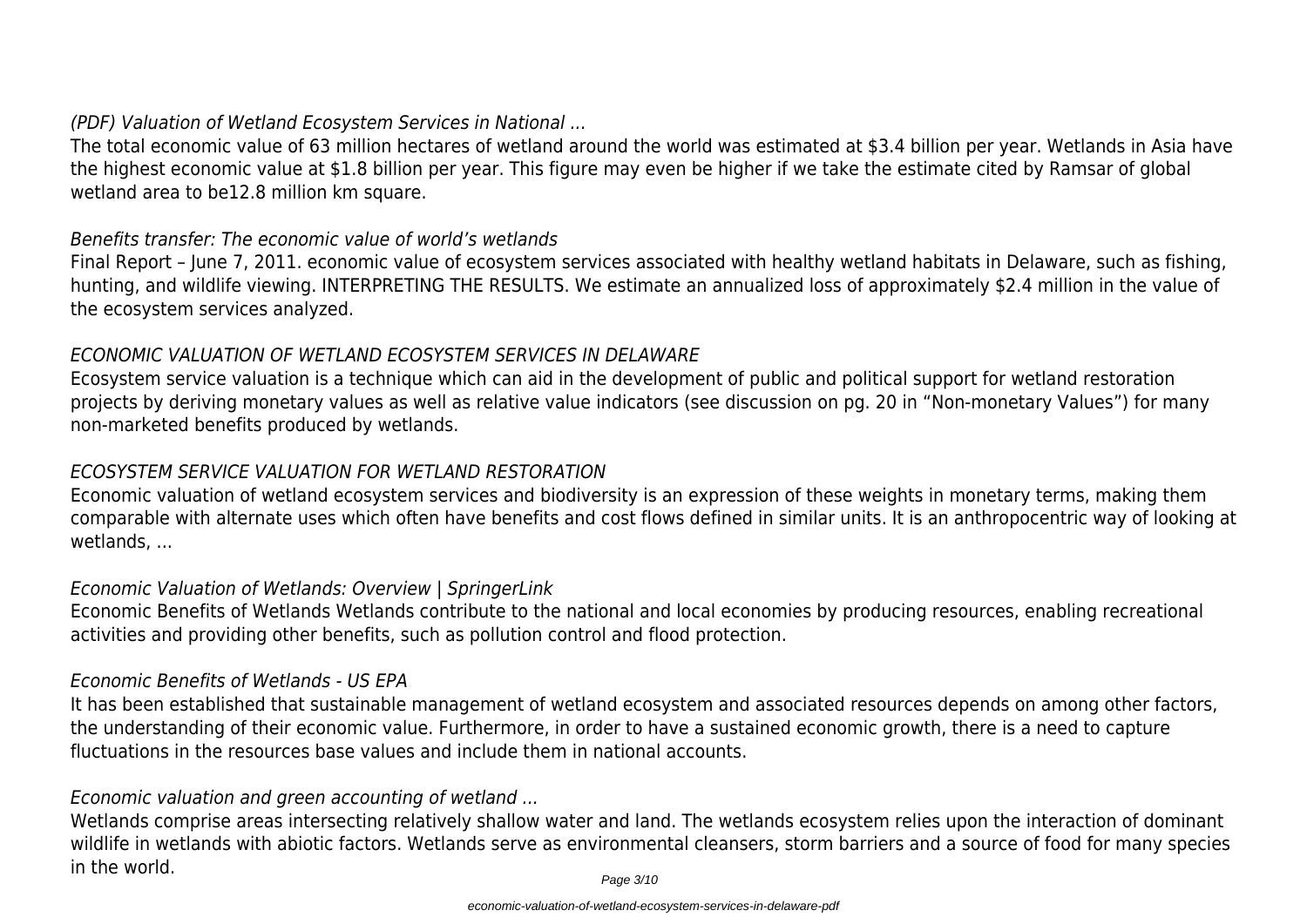*(PDF) Valuation of Wetland Ecosystem Services in National ...*

The total economic value of 63 million hectares of wetland around the world was estimated at $3.4 billion per year. Wetlands in Asia have the highest economic value at $1.8 billion per year. This figure may even be higher if we take the estimate cited by Ramsar of global wetland area to be12.8 million km square.

*Benefits transfer: The economic value of world's wetlands*

Final Report – June 7, 2011. economic value of ecosystem services associated with healthy wetland habitats in Delaware, such as fishing, hunting, and wildlife viewing. INTERPRETING THE RESULTS. We estimate an annualized loss of approximately $2.4 million in the value of the ecosystem services analyzed.

*ECONOMIC VALUATION OF WETLAND ECOSYSTEM SERVICES IN DELAWARE*

Ecosystem service valuation is a technique which can aid in the development of public and political support for wetland restoration projects by deriving monetary values as well as relative value indicators (see discussion on pg. 20 in "Non-monetary Values") for many non-marketed benefits produced by wetlands.

*ECOSYSTEM SERVICE VALUATION FOR WETLAND RESTORATION*

Economic valuation of wetland ecosystem services and biodiversity is an expression of these weights in monetary terms, making them comparable with alternate uses which often have benefits and cost flows defined in similar units. It is an anthropocentric way of looking at wetlands, ...

*Economic Valuation of Wetlands: Overview | SpringerLink*

Economic Benefits of Wetlands Wetlands contribute to the national and local economies by producing resources, enabling recreational activities and providing other benefits, such as pollution control and flood protection.

*Economic Benefits of Wetlands - US EPA*

It has been established that sustainable management of wetland ecosystem and associated resources depends on among other factors, the understanding of their economic value. Furthermore, in order to have a sustained economic growth, there is a need to capture fluctuations in the resources base values and include them in national accounts.

*Economic valuation and green accounting of wetland ...*

Wetlands comprise areas intersecting relatively shallow water and land. The wetlands ecosystem relies upon the interaction of dominant wildlife in wetlands with abiotic factors. Wetlands serve as environmental cleansers, storm barriers and a source of food for many species in the world.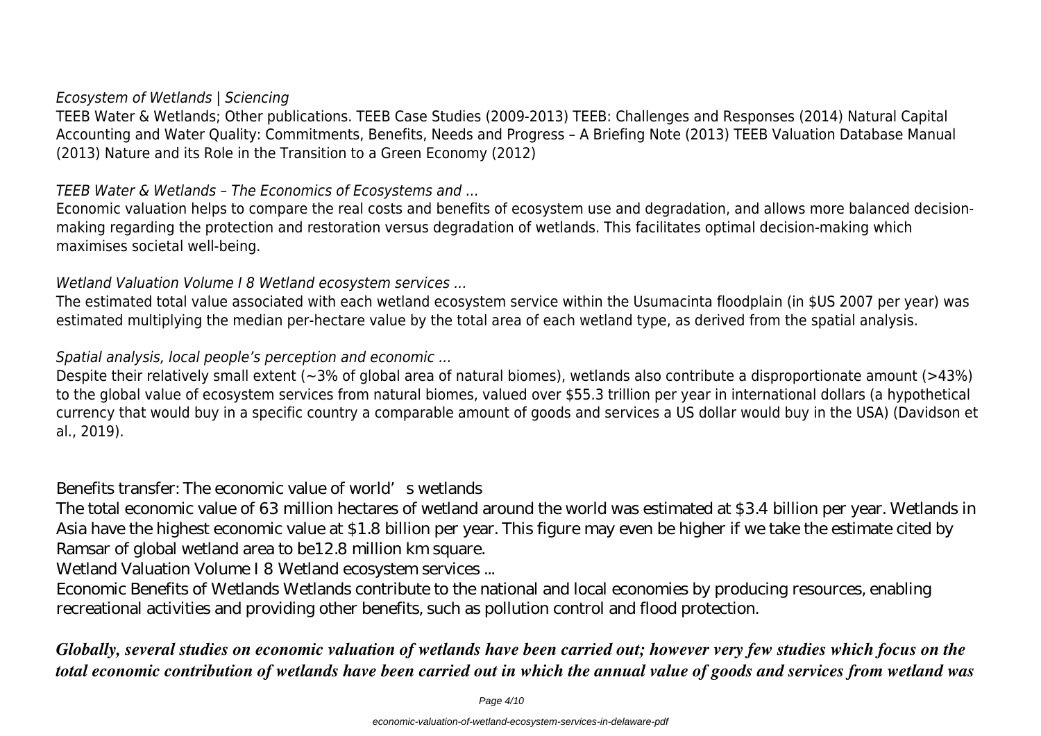*Ecosystem of Wetlands | Sciencing*

TEEB Water & Wetlands; Other publications. TEEB Case Studies (2009-2013) TEEB: Challenges and Responses (2014) Natural Capital Accounting and Water Quality: Commitments, Benefits, Needs and Progress – A Briefing Note (2013) TEEB Valuation Database Manual (2013) Nature and its Role in the Transition to a Green Economy (2012)

*TEEB Water & Wetlands – The Economics of Ecosystems and ...*

Economic valuation helps to compare the real costs and benefits of ecosystem use and degradation, and allows more balanced decision-making regarding the protection and restoration versus degradation of wetlands. This facilitates optimal decision-making which maximises societal well-being.

*Wetland Valuation Volume I 8 Wetland ecosystem services ...*

The estimated total value associated with each wetland ecosystem service within the Usumacinta floodplain (in $US 2007 per year) was estimated multiplying the median per-hectare value by the total area of each wetland type, as derived from the spatial analysis.

*Spatial analysis, local people's perception and economic ...*

Despite their relatively small extent (~3% of global area of natural biomes), wetlands also contribute a disproportionate amount (>43%) to the global value of ecosystem services from natural biomes, valued over $55.3 trillion per year in international dollars (a hypothetical currency that would buy in a specific country a comparable amount of goods and services a US dollar would buy in the USA) (Davidson et al., 2019).

Benefits transfer: The economic value of world's wetlands

The total economic value of 63 million hectares of wetland around the world was estimated at $3.4 billion per year. Wetlands in Asia have the highest economic value at $1.8 billion per year. This figure may even be higher if we take the estimate cited by Ramsar of global wetland area to be12.8 million km square.

Wetland Valuation Volume I 8 Wetland ecosystem services ...

Economic Benefits of Wetlands Wetlands contribute to the national and local economies by producing resources, enabling recreational activities and providing other benefits, such as pollution control and flood protection.

***Globally, several studies on economic valuation of wetlands have been carried out; however very few studies which focus on the total economic contribution of wetlands have been carried out in which the annual value of goods and services from wetland was***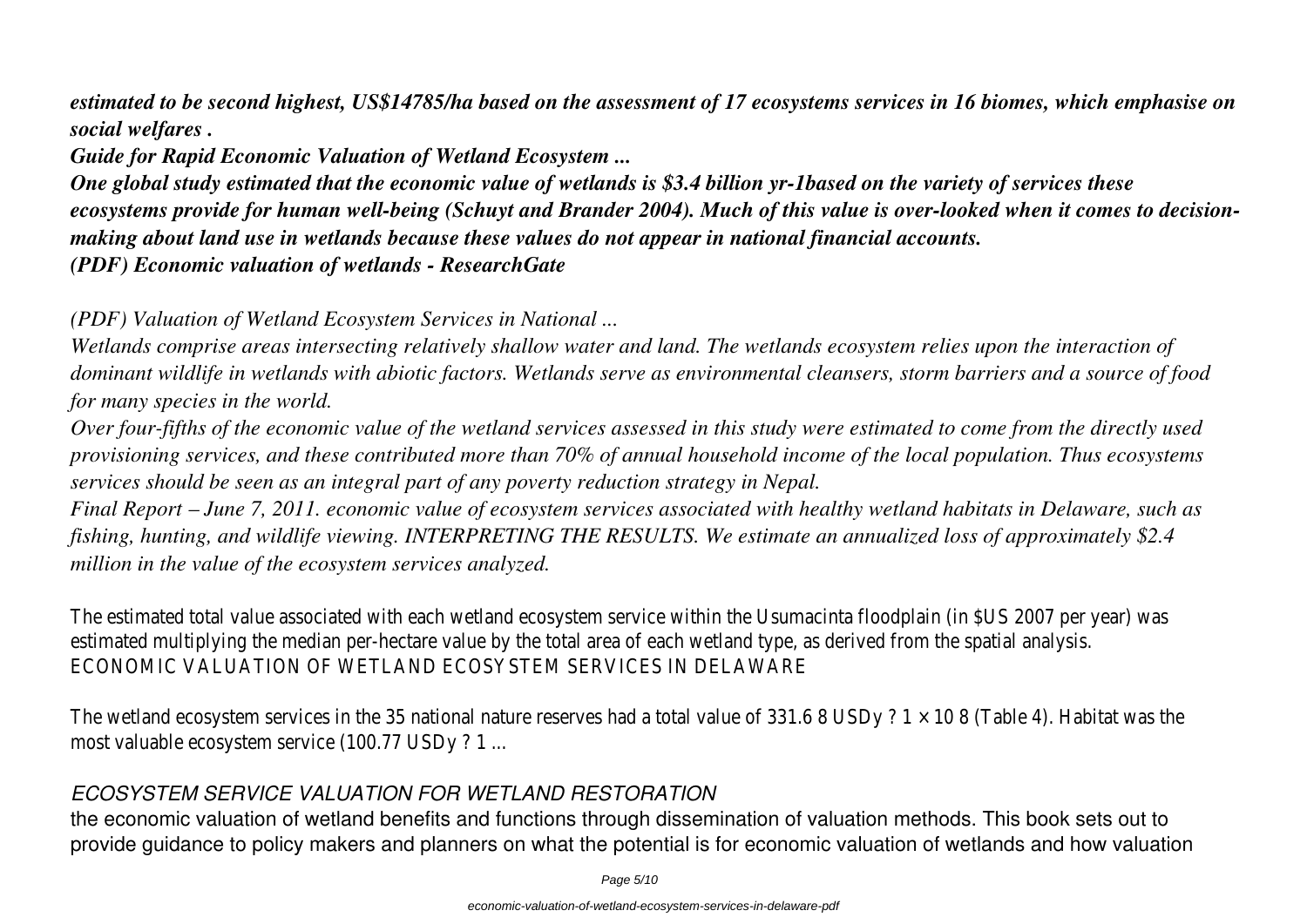*estimated to be second highest, US$14785/ha based on the assessment of 17 ecosystems services in 16 biomes, which emphasise on social welfares .*

***Guide for Rapid Economic Valuation of Wetland Ecosystem ...***

***One global study estimated that the economic value of wetlands is $3.4 billion yr-1based on the variety of services these ecosystems provide for human well-being (Schuyt and Brander 2004). Much of this value is over-looked when it comes to decision-making about land use in wetlands because these values do not appear in national financial accounts.***

***(PDF) Economic valuation of wetlands - ResearchGate***

*(PDF) Valuation of Wetland Ecosystem Services in National ...*

*Wetlands comprise areas intersecting relatively shallow water and land. The wetlands ecosystem relies upon the interaction of dominant wildlife in wetlands with abiotic factors. Wetlands serve as environmental cleansers, storm barriers and a source of food for many species in the world.*

*Over four-fifths of the economic value of the wetland services assessed in this study were estimated to come from the directly used provisioning services, and these contributed more than 70% of annual household income of the local population. Thus ecosystems services should be seen as an integral part of any poverty reduction strategy in Nepal.*

*Final Report – June 7, 2011. economic value of ecosystem services associated with healthy wetland habitats in Delaware, such as fishing, hunting, and wildlife viewing. INTERPRETING THE RESULTS. We estimate an annualized loss of approximately $2.4 million in the value of the ecosystem services analyzed.*

The estimated total value associated with each wetland ecosystem service within the Usumacinta floodplain (in $US 2007 per year) was estimated multiplying the median per-hectare value by the total area of each wetland type, as derived from the spatial analysis.
ECONOMIC VALUATION OF WETLAND ECOSYSTEM SERVICES IN DELAWARE

The wetland ecosystem services in the 35 national nature reserves had a total value of 331.6 8 USDy ? 1 × 10 8 (Table 4). Habitat was the most valuable ecosystem service (100.77 USDy ? 1 ...

## *ECOSYSTEM SERVICE VALUATION FOR WETLAND RESTORATION*

the economic valuation of wetland benefits and functions through dissemination of valuation methods. This book sets out to provide guidance to policy makers and planners on what the potential is for economic valuation of wetlands and how valuation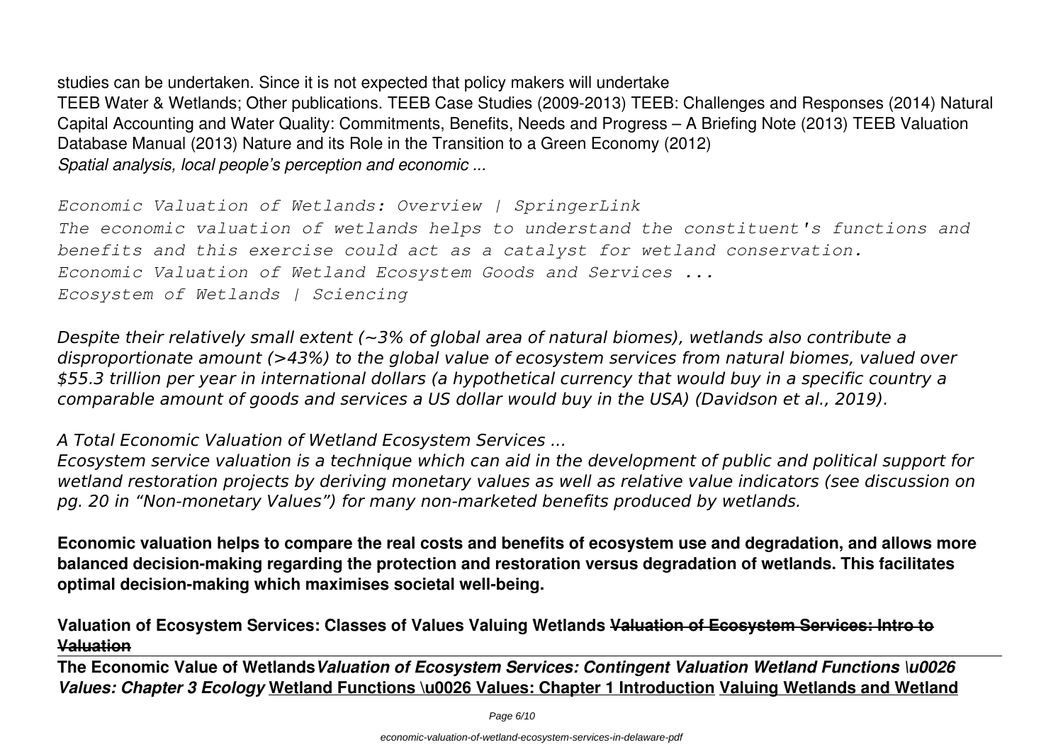studies can be undertaken. Since it is not expected that policy makers will undertake

TEEB Water & Wetlands; Other publications. TEEB Case Studies (2009-2013) TEEB: Challenges and Responses (2014) Natural Capital Accounting and Water Quality: Commitments, Benefits, Needs and Progress – A Briefing Note (2013) TEEB Valuation Database Manual (2013) Nature and its Role in the Transition to a Green Economy (2012)

*Spatial analysis, local people's perception and economic ...*

*Economic Valuation of Wetlands: Overview | SpringerLink*

*The economic valuation of wetlands helps to understand the constituent's functions and benefits and this exercise could act as a catalyst for wetland conservation.*

*Economic Valuation of Wetland Ecosystem Goods and Services ...*

*Ecosystem of Wetlands | Sciencing*

*Despite their relatively small extent (~3% of global area of natural biomes), wetlands also contribute a disproportionate amount (>43%) to the global value of ecosystem services from natural biomes, valued over $55.3 trillion per year in international dollars (a hypothetical currency that would buy in a specific country a comparable amount of goods and services a US dollar would buy in the USA) (Davidson et al., 2019).*

*A Total Economic Valuation of Wetland Ecosystem Services ...*

*Ecosystem service valuation is a technique which can aid in the development of public and political support for wetland restoration projects by deriving monetary values as well as relative value indicators (see discussion on pg. 20 in "Non-monetary Values") for many non-marketed benefits produced by wetlands.*

**Economic valuation helps to compare the real costs and benefits of ecosystem use and degradation, and allows more balanced decision-making regarding the protection and restoration versus degradation of wetlands. This facilitates optimal decision-making which maximises societal well-being.**

**Valuation of Ecosystem Services: Classes of Values Valuing Wetlands ~~Valuation of Ecosystem Services: Intro to Valuation~~**

**The Economic Value of Wetlands** ***Valuation of Ecosystem Services: Contingent Valuation Wetland Functions \u0026 Values: Chapter 3 Ecology*** **Wetland Functions \u0026 Values: Chapter 1 Introduction Valuing Wetlands and Wetland**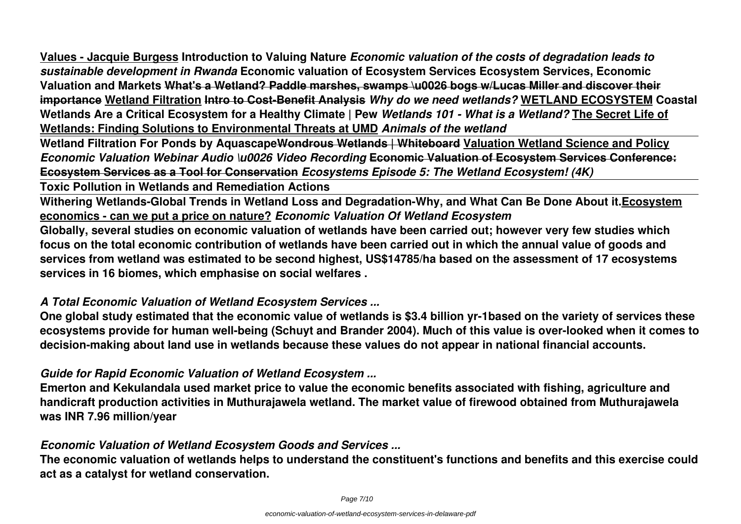**Values - Jacquie Burgess** **Introduction to Valuing Nature** ***Economic valuation of the costs of degradation leads to sustainable development in Rwanda*** **Economic valuation of Ecosystem Services** **Ecosystem Services, Economic Valuation and Markets** ~~**What's a Wetland? Paddle marshes, swamps \u0026 bogs w/Lucas Miller and discover their importance**~~ **Wetland Filtration** ~~**Intro to Cost-Benefit Analysis**~~ ***Why do we need wetlands?*** **WETLAND ECOSYSTEM** **Coastal Wetlands Are a Critical Ecosystem for a Healthy Climate | Pew** ***Wetlands 101 - What is a Wetland?*** **The Secret Life of Wetlands: Finding Solutions to Environmental Threats at UMD** ***Animals of the wetland***

**Wetland Filtration For Ponds by Aquascape**~~**Wondrous Wetlands | Whiteboard**~~ **Valuation Wetland Science and Policy** ***Economic Valuation Webinar Audio \u0026 Video Recording*** ~~**Economic Valuation of Ecosystem Services Conference: Ecosystem Services as a Tool for Conservation**~~ ***Ecosystems Episode 5: The Wetland Ecosystem! (4K)***

**Toxic Pollution in Wetlands and Remediation Actions**

**Withering Wetlands-Global Trends in Wetland Loss and Degradation-Why, and What Can Be Done About it.Ecosystem economics - can we put a price on nature?** ***Economic Valuation Of Wetland Ecosystem***

**Globally, several studies on economic valuation of wetlands have been carried out; however very few studies which focus on the total economic contribution of wetlands have been carried out in which the annual value of goods and services from wetland was estimated to be second highest, US$14785/ha based on the assessment of 17 ecosystems services in 16 biomes, which emphasise on social welfares .**

***A Total Economic Valuation of Wetland Ecosystem Services ...***

**One global study estimated that the economic value of wetlands is $3.4 billion yr-1based on the variety of services these ecosystems provide for human well-being (Schuyt and Brander 2004). Much of this value is over-looked when it comes to decision-making about land use in wetlands because these values do not appear in national financial accounts.**

***Guide for Rapid Economic Valuation of Wetland Ecosystem ...***

**Emerton and Kekulandala used market price to value the economic benefits associated with fishing, agriculture and handicraft production activities in Muthurajawela wetland. The market value of firewood obtained from Muthurajawela was INR 7.96 million/year**

***Economic Valuation of Wetland Ecosystem Goods and Services ...***

**The economic valuation of wetlands helps to understand the constituent's functions and benefits and this exercise could act as a catalyst for wetland conservation.**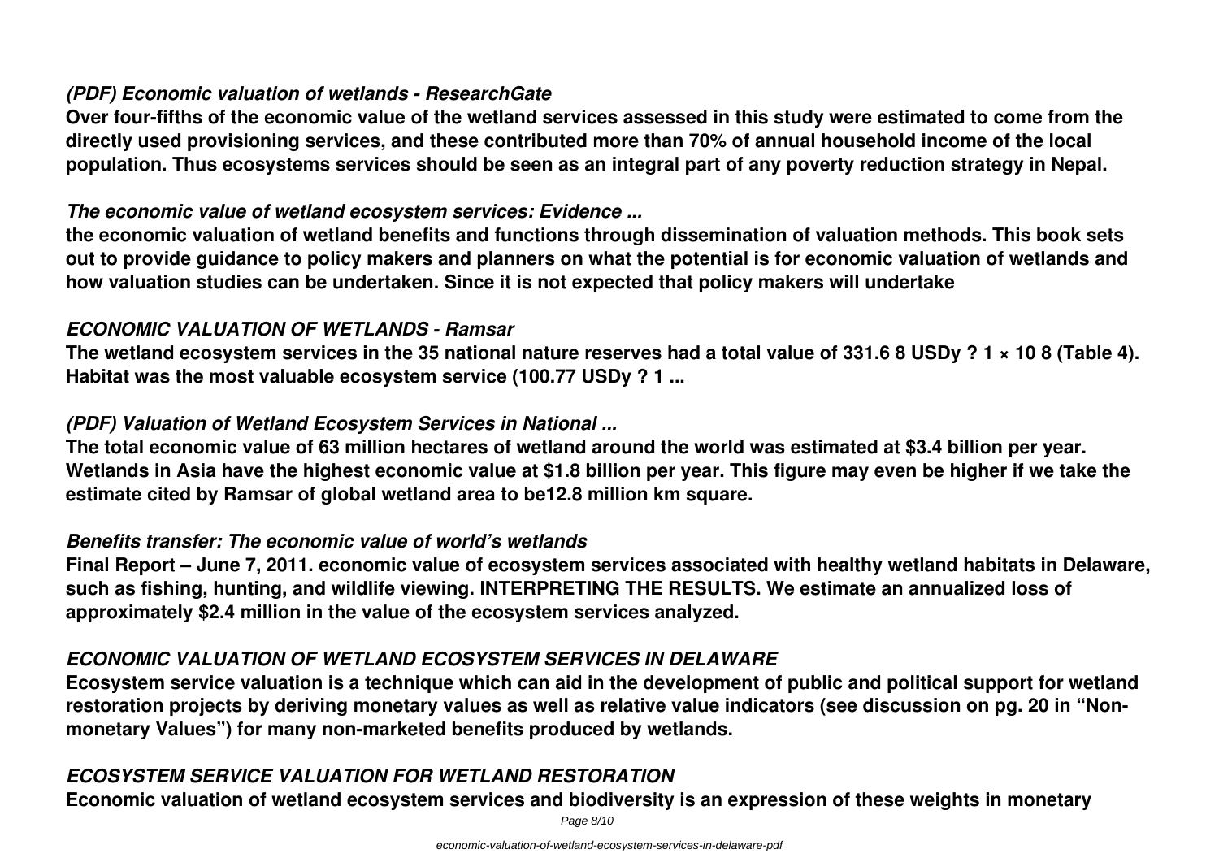### *(PDF) Economic valuation of wetlands - ResearchGate*

**Over four-fifths of the economic value of the wetland services assessed in this study were estimated to come from the directly used provisioning services, and these contributed more than 70% of annual household income of the local population. Thus ecosystems services should be seen as an integral part of any poverty reduction strategy in Nepal.**

### *The economic value of wetland ecosystem services: Evidence ...*

**the economic valuation of wetland benefits and functions through dissemination of valuation methods. This book sets out to provide guidance to policy makers and planners on what the potential is for economic valuation of wetlands and how valuation studies can be undertaken. Since it is not expected that policy makers will undertake**

### *ECONOMIC VALUATION OF WETLANDS - Ramsar*

**The wetland ecosystem services in the 35 national nature reserves had a total value of 331.6 8 USDy ? 1 × 10 8 (Table 4). Habitat was the most valuable ecosystem service (100.77 USDy ? 1 ...**

### *(PDF) Valuation of Wetland Ecosystem Services in National ...*

**The total economic value of 63 million hectares of wetland around the world was estimated at $3.4 billion per year. Wetlands in Asia have the highest economic value at $1.8 billion per year. This figure may even be higher if we take the estimate cited by Ramsar of global wetland area to be12.8 million km square.**

### *Benefits transfer: The economic value of world's wetlands*

**Final Report – June 7, 2011. economic value of ecosystem services associated with healthy wetland habitats in Delaware, such as fishing, hunting, and wildlife viewing. INTERPRETING THE RESULTS. We estimate an annualized loss of approximately $2.4 million in the value of the ecosystem services analyzed.**

### *ECONOMIC VALUATION OF WETLAND ECOSYSTEM SERVICES IN DELAWARE*

**Ecosystem service valuation is a technique which can aid in the development of public and political support for wetland restoration projects by deriving monetary values as well as relative value indicators (see discussion on pg. 20 in "Non-monetary Values") for many non-marketed benefits produced by wetlands.**

### *ECOSYSTEM SERVICE VALUATION FOR WETLAND RESTORATION*

**Economic valuation of wetland ecosystem services and biodiversity is an expression of these weights in monetary**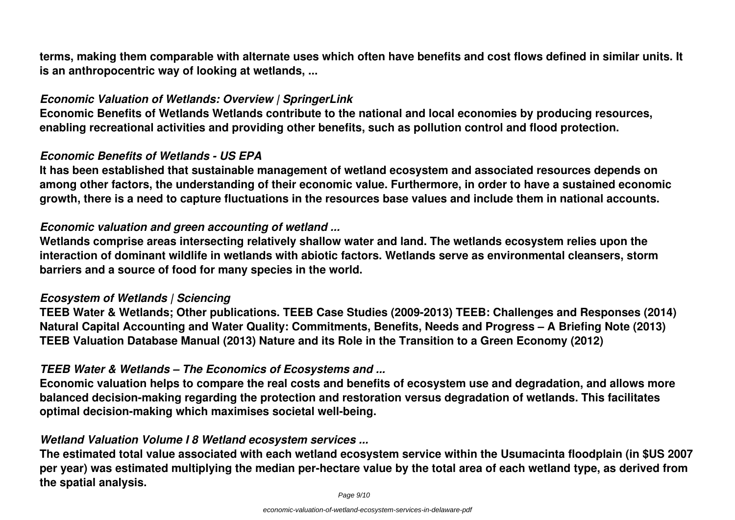**terms, making them comparable with alternate uses which often have benefits and cost flows defined in similar units. It is an anthropocentric way of looking at wetlands, ...**

### *Economic Valuation of Wetlands: Overview | SpringerLink*

**Economic Benefits of Wetlands Wetlands contribute to the national and local economies by producing resources, enabling recreational activities and providing other benefits, such as pollution control and flood protection.**

### *Economic Benefits of Wetlands - US EPA*

**It has been established that sustainable management of wetland ecosystem and associated resources depends on among other factors, the understanding of their economic value. Furthermore, in order to have a sustained economic growth, there is a need to capture fluctuations in the resources base values and include them in national accounts.**

### *Economic valuation and green accounting of wetland ...*

**Wetlands comprise areas intersecting relatively shallow water and land. The wetlands ecosystem relies upon the interaction of dominant wildlife in wetlands with abiotic factors. Wetlands serve as environmental cleansers, storm barriers and a source of food for many species in the world.**

### *Ecosystem of Wetlands | Sciencing*

**TEEB Water & Wetlands; Other publications. TEEB Case Studies (2009-2013) TEEB: Challenges and Responses (2014) Natural Capital Accounting and Water Quality: Commitments, Benefits, Needs and Progress – A Briefing Note (2013) TEEB Valuation Database Manual (2013) Nature and its Role in the Transition to a Green Economy (2012)**

### *TEEB Water & Wetlands – The Economics of Ecosystems and ...*

**Economic valuation helps to compare the real costs and benefits of ecosystem use and degradation, and allows more balanced decision-making regarding the protection and restoration versus degradation of wetlands. This facilitates optimal decision-making which maximises societal well-being.**

### *Wetland Valuation Volume I 8 Wetland ecosystem services ...*

**The estimated total value associated with each wetland ecosystem service within the Usumacinta floodplain (in $US 2007 per year) was estimated multiplying the median per-hectare value by the total area of each wetland type, as derived from the spatial analysis.**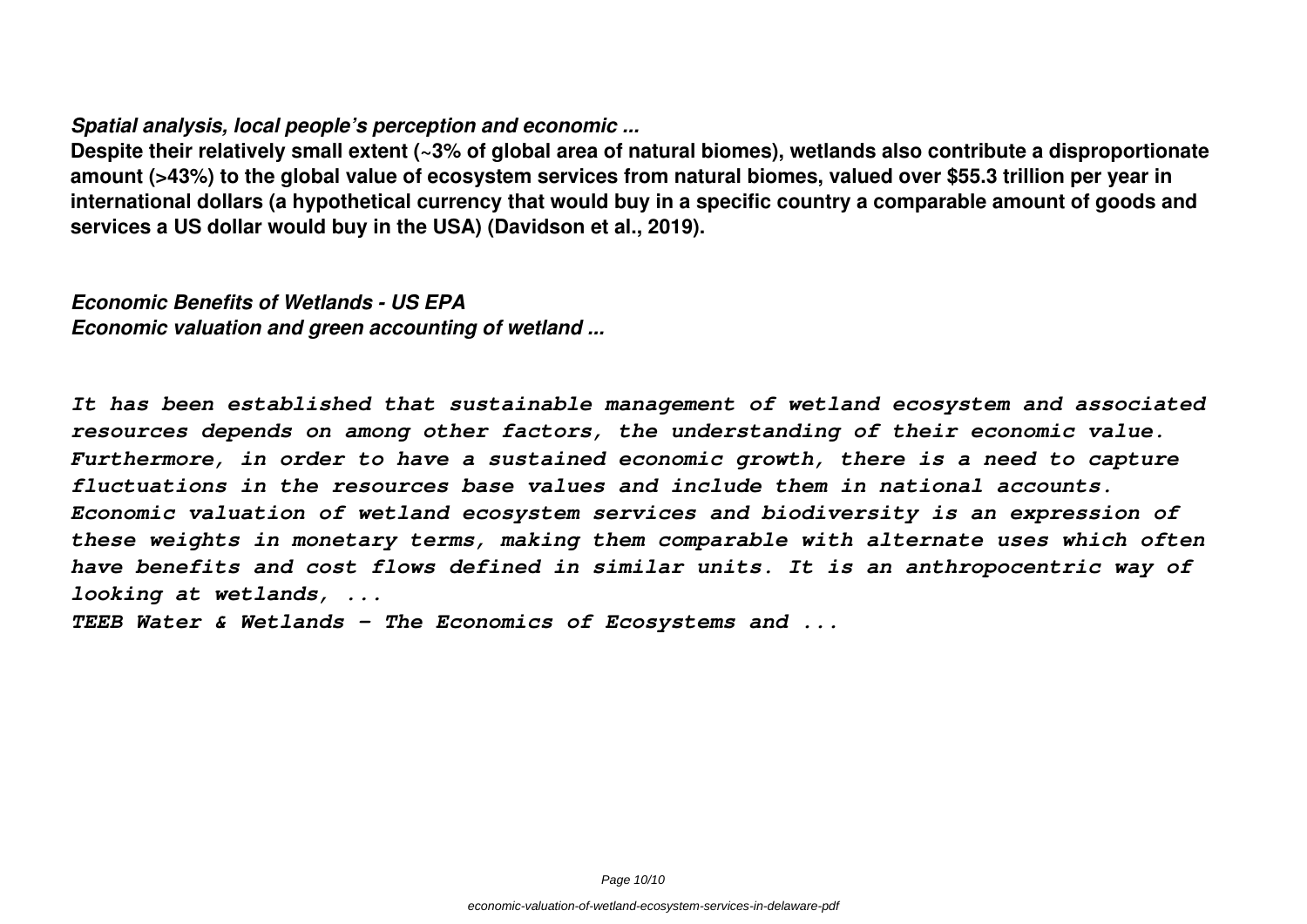*Spatial analysis, local people's perception and economic ...*

**Despite their relatively small extent (~3% of global area of natural biomes), wetlands also contribute a disproportionate amount (>43%) to the global value of ecosystem services from natural biomes, valued over $55.3 trillion per year in international dollars (a hypothetical currency that would buy in a specific country a comparable amount of goods and services a US dollar would buy in the USA) (Davidson et al., 2019).**

*Economic Benefits of Wetlands - US EPA*
*Economic valuation and green accounting of wetland ...*

*It has been established that sustainable management of wetland ecosystem and associated resources depends on among other factors, the understanding of their economic value. Furthermore, in order to have a sustained economic growth, there is a need to capture fluctuations in the resources base values and include them in national accounts. Economic valuation of wetland ecosystem services and biodiversity is an expression of these weights in monetary terms, making them comparable with alternate uses which often have benefits and cost flows defined in similar units. It is an anthropocentric way of looking at wetlands, ...*

*TEEB Water & Wetlands - The Economics of Ecosystems and ...*